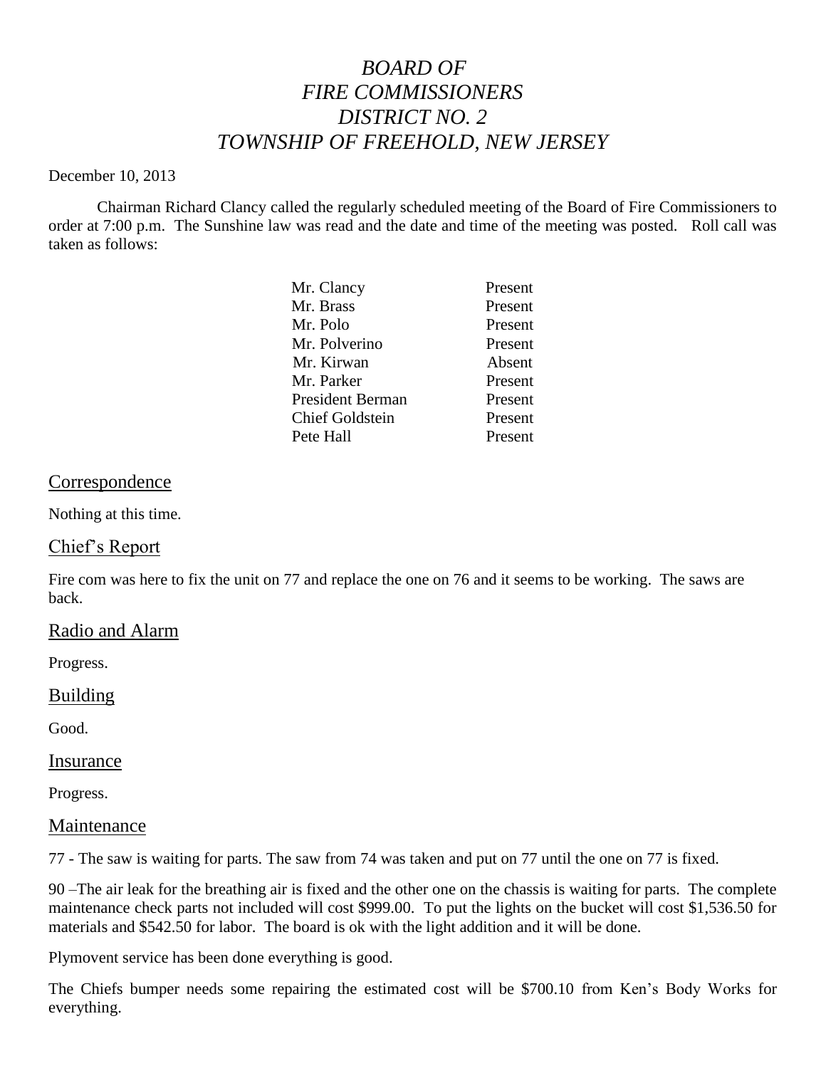# *BOARD OF FIRE COMMISSIONERS DISTRICT NO. 2 TOWNSHIP OF FREEHOLD, NEW JERSEY*

December 10, 2013

Chairman Richard Clancy called the regularly scheduled meeting of the Board of Fire Commissioners to order at 7:00 p.m. The Sunshine law was read and the date and time of the meeting was posted. Roll call was taken as follows:

| | |
|---|---|
| Mr. Clancy | Present |
| Mr. Brass | Present |
| Mr. Polo | Present |
| Mr. Polverino | Present |
| Mr. Kirwan | Absent |
| Mr. Parker | Present |
| President Berman | Present |
| Chief Goldstein | Present |
| Pete Hall | Present |

## Correspondence

Nothing at this time.

## Chief's Report

Fire com was here to fix the unit on 77 and replace the one on 76 and it seems to be working. The saws are back.

## Radio and Alarm

Progress.

## Building

Good.

## Insurance

Progress.

## Maintenance

77 - The saw is waiting for parts. The saw from 74 was taken and put on 77 until the one on 77 is fixed.

90 –The air leak for the breathing air is fixed and the other one on the chassis is waiting for parts. The complete maintenance check parts not included will cost $999.00. To put the lights on the bucket will cost $1,536.50 for materials and $542.50 for labor. The board is ok with the light addition and it will be done.

Plymovent service has been done everything is good.

The Chiefs bumper needs some repairing the estimated cost will be $700.10 from Ken's Body Works for everything.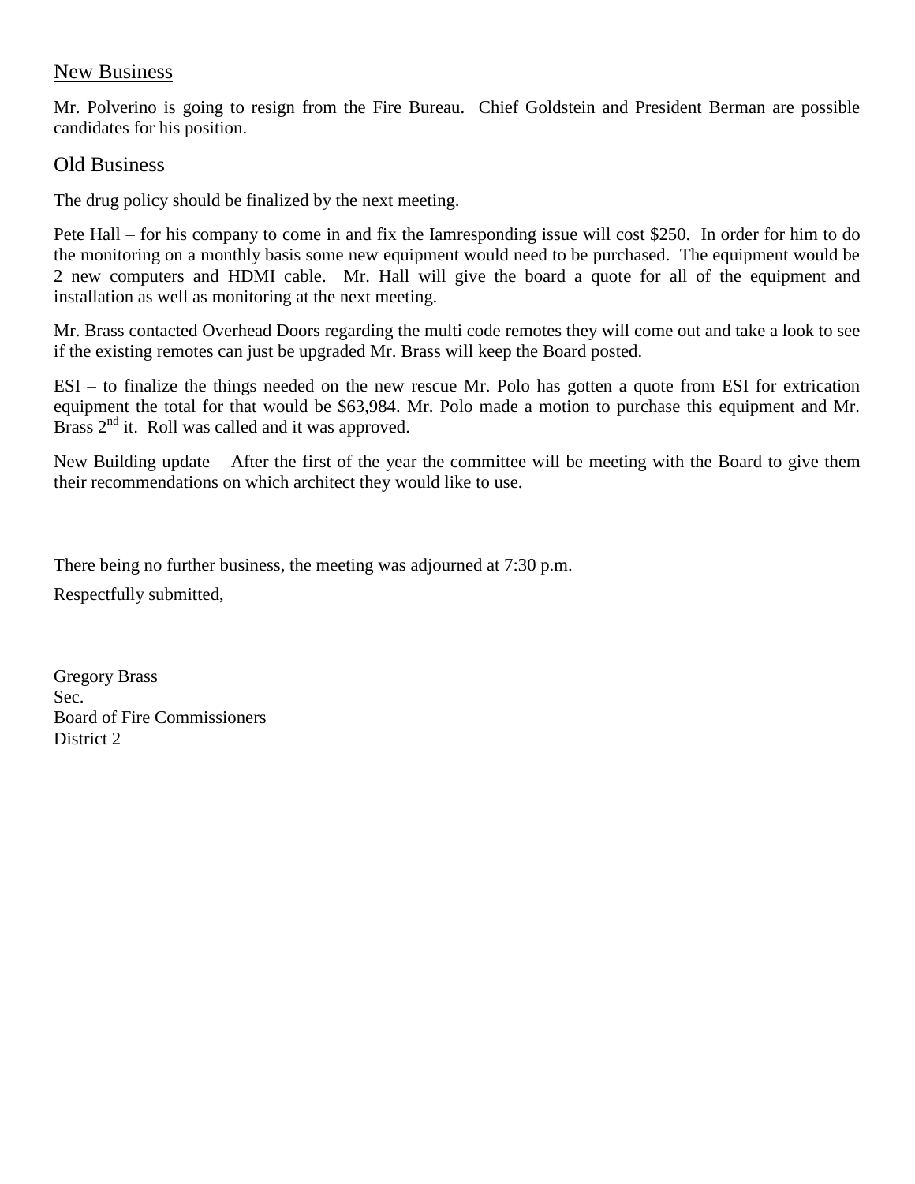## New Business

Mr. Polverino is going to resign from the Fire Bureau. Chief Goldstein and President Berman are possible candidates for his position.

## Old Business

The drug policy should be finalized by the next meeting.

Pete Hall – for his company to come in and fix the Iamresponding issue will cost $250. In order for him to do the monitoring on a monthly basis some new equipment would need to be purchased. The equipment would be 2 new computers and HDMI cable. Mr. Hall will give the board a quote for all of the equipment and installation as well as monitoring at the next meeting.

Mr. Brass contacted Overhead Doors regarding the multi code remotes they will come out and take a look to see if the existing remotes can just be upgraded Mr. Brass will keep the Board posted.

ESI – to finalize the things needed on the new rescue Mr. Polo has gotten a quote from ESI for extrication equipment the total for that would be $63,984. Mr. Polo made a motion to purchase this equipment and Mr. Brass 2nd it. Roll was called and it was approved.

New Building update – After the first of the year the committee will be meeting with the Board to give them their recommendations on which architect they would like to use.

There being no further business, the meeting was adjourned at 7:30 p.m.

Respectfully submitted,

Gregory Brass
Sec.
Board of Fire Commissioners
District 2